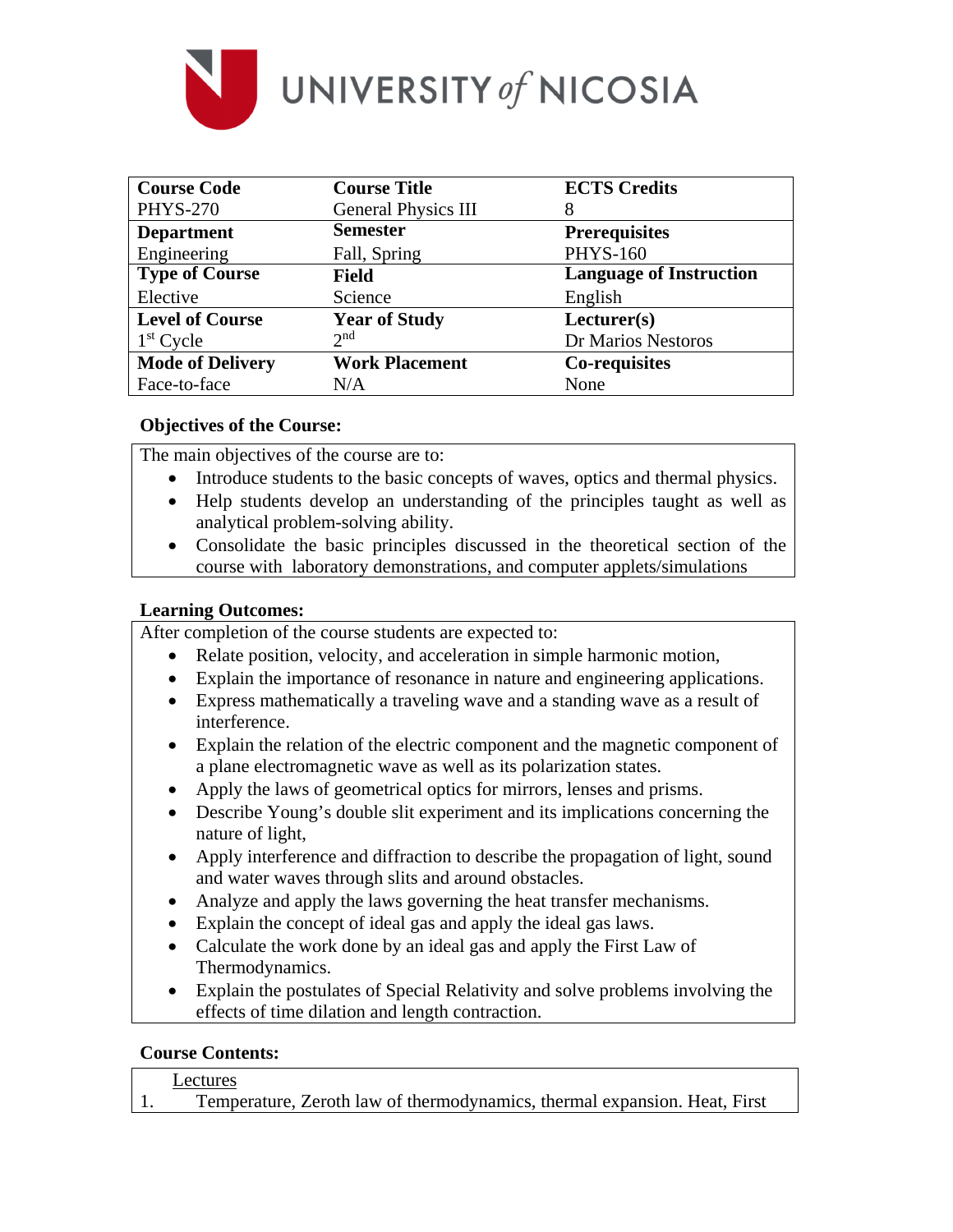| Course Code | Course Title | ECTS Credits |
|---|---|---|
| PHYS-270 | General Physics III | 8 |
| **Department** | **Semester** | **Prerequisites** |
| Engineering | Fall, Spring | PHYS-160 |
| **Type of Course** | **Field** | **Language of Instruction** |
| Elective | Science | English |
| **Level of Course** | **Year of Study** | **Lecturer(s)** |
| 1st Cycle | 2nd | Dr Marios Nestoros |
| **Mode of Delivery** | **Work Placement** | **Co-requisites** |
| Face-to-face | N/A | None |

**Objectives of the Course:**

The main objectives of the course are to:

- Introduce students to the basic concepts of waves, optics and thermal physics.
- Help students develop an understanding of the principles taught as well as analytical problem-solving ability.
- Consolidate the basic principles discussed in the theoretical section of the course with laboratory demonstrations, and computer applets/simulations

**Learning Outcomes:**

After completion of the course students are expected to:

- Relate position, velocity, and acceleration in simple harmonic motion,
- Explain the importance of resonance in nature and engineering applications.
- Express mathematically a traveling wave and a standing wave as a result of interference.
- Explain the relation of the electric component and the magnetic component of a plane electromagnetic wave as well as its polarization states.
- Apply the laws of geometrical optics for mirrors, lenses and prisms.
- Describe Young's double slit experiment and its implications concerning the nature of light,
- Apply interference and diffraction to describe the propagation of light, sound and water waves through slits and around obstacles.
- Analyze and apply the laws governing the heat transfer mechanisms.
- Explain the concept of ideal gas and apply the ideal gas laws.
- Calculate the work done by an ideal gas and apply the First Law of Thermodynamics.
- Explain the postulates of Special Relativity and solve problems involving the effects of time dilation and length contraction.

**Course Contents:**

Lectures

1. Temperature, Zeroth law of thermodynamics, thermal expansion. Heat, First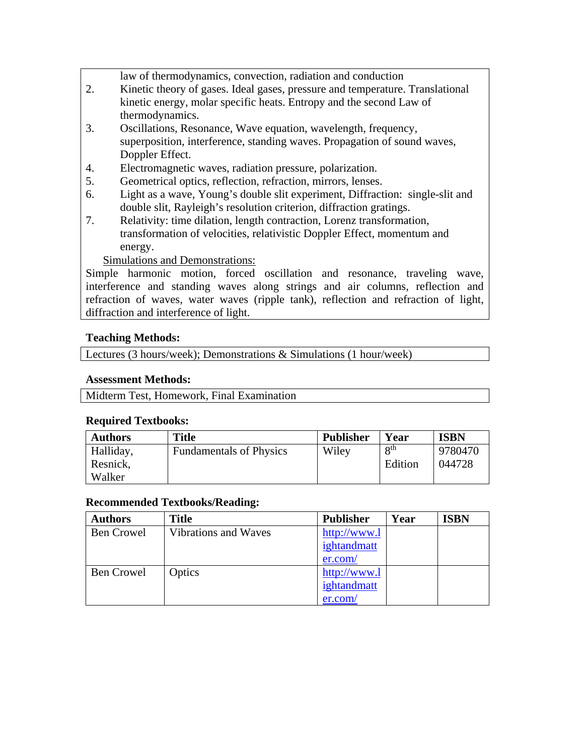law of thermodynamics, convection, radiation and conduction

2. Kinetic theory of gases. Ideal gases, pressure and temperature. Translational kinetic energy, molar specific heats. Entropy and the second Law of thermodynamics.
3. Oscillations, Resonance, Wave equation, wavelength, frequency, superposition, interference, standing waves. Propagation of sound waves, Doppler Effect.
4. Electromagnetic waves, radiation pressure, polarization.
5. Geometrical optics, reflection, refraction, mirrors, lenses.
6. Light as a wave, Young's double slit experiment, Diffraction: single-slit and double slit, Rayleigh's resolution criterion, diffraction gratings.
7. Relativity: time dilation, length contraction, Lorenz transformation, transformation of velocities, relativistic Doppler Effect, momentum and energy.

Simulations and Demonstrations:

Simple harmonic motion, forced oscillation and resonance, traveling wave, interference and standing waves along strings and air columns, reflection and refraction of waves, water waves (ripple tank), reflection and refraction of light, diffraction and interference of light.

**Teaching Methods:**

Lectures (3 hours/week); Demonstrations & Simulations (1 hour/week)

**Assessment Methods:**

Midterm Test, Homework, Final Examination

**Required Textbooks:**

| Authors | Title | Publisher | Year | ISBN |
|---|---|---|---|---|
| Halliday, Resnick, Walker | Fundamentals of Physics | Wiley | 8th Edition | 9780470044728 |

**Recommended Textbooks/Reading:**

| Authors | Title | Publisher | Year | ISBN |
|---|---|---|---|---|
| Ben Crowel | Vibrations and Waves | http://www.lightandmatter.com/ | | |
| Ben Crowel | Optics | http://www.lightandmatter.com/ | | |